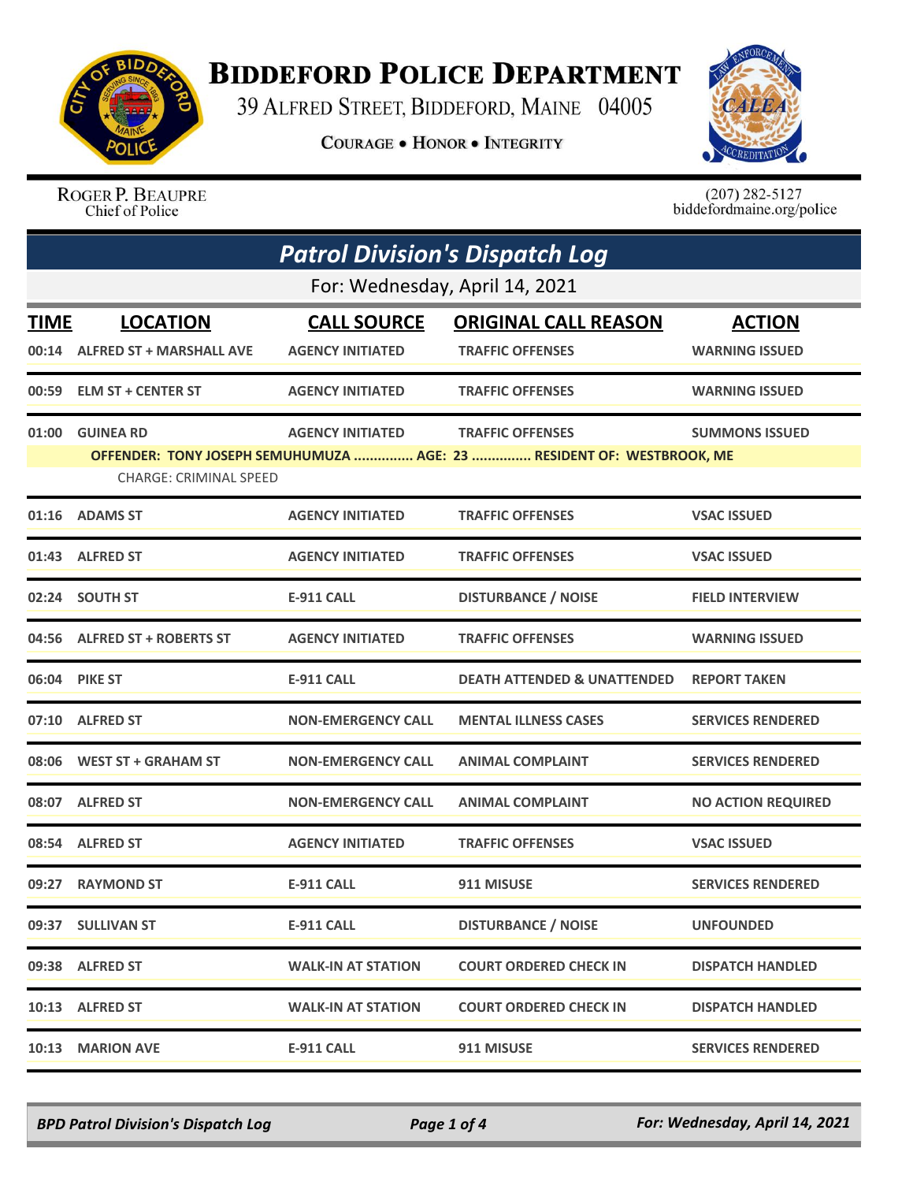# Biddeford Police Department

39 Alfred Street, Biddeford, Maine 04005

**Courage • Honor • Integrity**

Roger P. Beaupre
Chief of Police

(207) 282-5127
biddefordmaine.org/police

## *Patrol Division's Dispatch Log*

For: Wednesday, April 14, 2021

| TIME | LOCATION | CALL SOURCE | ORIGINAL CALL REASON | ACTION |
|---|---|---|---|---|
| 00:14 | ALFRED ST + MARSHALL AVE | AGENCY INITIATED | TRAFFIC OFFENSES | WARNING ISSUED |
| 00:59 | ELM ST + CENTER ST | AGENCY INITIATED | TRAFFIC OFFENSES | WARNING ISSUED |
| 01:00 | GUINEA RD | AGENCY INITIATED | TRAFFIC OFFENSES | SUMMONS ISSUED |
| | OFFENDER: TONY JOSEPH SEMUHUMUZA ............... AGE: 23 ............... RESIDENT OF: WESTBROOK, ME | | | |
| | CHARGE: CRIMINAL SPEED | | | |
| 01:16 | ADAMS ST | AGENCY INITIATED | TRAFFIC OFFENSES | VSAC ISSUED |
| 01:43 | ALFRED ST | AGENCY INITIATED | TRAFFIC OFFENSES | VSAC ISSUED |
| 02:24 | SOUTH ST | E-911 CALL | DISTURBANCE / NOISE | FIELD INTERVIEW |
| 04:56 | ALFRED ST + ROBERTS ST | AGENCY INITIATED | TRAFFIC OFFENSES | WARNING ISSUED |
| 06:04 | PIKE ST | E-911 CALL | DEATH ATTENDED & UNATTENDED | REPORT TAKEN |
| 07:10 | ALFRED ST | NON-EMERGENCY CALL | MENTAL ILLNESS CASES | SERVICES RENDERED |
| 08:06 | WEST ST + GRAHAM ST | NON-EMERGENCY CALL | ANIMAL COMPLAINT | SERVICES RENDERED |
| 08:07 | ALFRED ST | NON-EMERGENCY CALL | ANIMAL COMPLAINT | NO ACTION REQUIRED |
| 08:54 | ALFRED ST | AGENCY INITIATED | TRAFFIC OFFENSES | VSAC ISSUED |
| 09:27 | RAYMOND ST | E-911 CALL | 911 MISUSE | SERVICES RENDERED |
| 09:37 | SULLIVAN ST | E-911 CALL | DISTURBANCE / NOISE | UNFOUNDED |
| 09:38 | ALFRED ST | WALK-IN AT STATION | COURT ORDERED CHECK IN | DISPATCH HANDLED |
| 10:13 | ALFRED ST | WALK-IN AT STATION | COURT ORDERED CHECK IN | DISPATCH HANDLED |
| 10:13 | MARION AVE | E-911 CALL | 911 MISUSE | SERVICES RENDERED |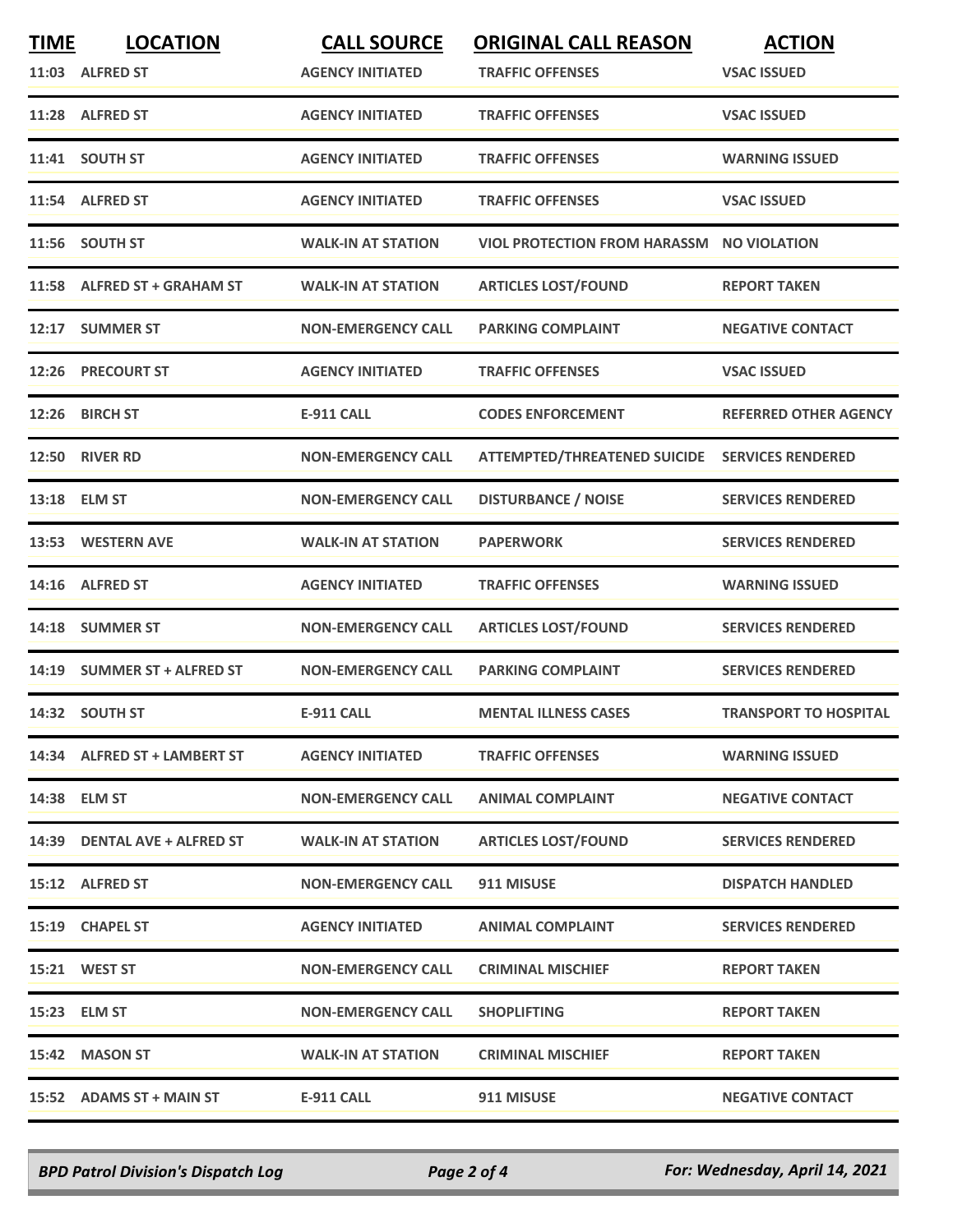| TIME | LOCATION | CALL SOURCE | ORIGINAL CALL REASON | ACTION |
|---|---|---|---|---|
| 11:03 | ALFRED ST | AGENCY INITIATED | TRAFFIC OFFENSES | VSAC ISSUED |
| 11:28 | ALFRED ST | AGENCY INITIATED | TRAFFIC OFFENSES | VSAC ISSUED |
| 11:41 | SOUTH ST | AGENCY INITIATED | TRAFFIC OFFENSES | WARNING ISSUED |
| 11:54 | ALFRED ST | AGENCY INITIATED | TRAFFIC OFFENSES | VSAC ISSUED |
| 11:56 | SOUTH ST | WALK-IN AT STATION | VIOL PROTECTION FROM HARASSM | NO VIOLATION |
| 11:58 | ALFRED ST + GRAHAM ST | WALK-IN AT STATION | ARTICLES LOST/FOUND | REPORT TAKEN |
| 12:17 | SUMMER ST | NON-EMERGENCY CALL | PARKING COMPLAINT | NEGATIVE CONTACT |
| 12:26 | PRECOURT ST | AGENCY INITIATED | TRAFFIC OFFENSES | VSAC ISSUED |
| 12:26 | BIRCH ST | E-911 CALL | CODES ENFORCEMENT | REFERRED OTHER AGENCY |
| 12:50 | RIVER RD | NON-EMERGENCY CALL | ATTEMPTED/THREATENED SUICIDE | SERVICES RENDERED |
| 13:18 | ELM ST | NON-EMERGENCY CALL | DISTURBANCE / NOISE | SERVICES RENDERED |
| 13:53 | WESTERN AVE | WALK-IN AT STATION | PAPERWORK | SERVICES RENDERED |
| 14:16 | ALFRED ST | AGENCY INITIATED | TRAFFIC OFFENSES | WARNING ISSUED |
| 14:18 | SUMMER ST | NON-EMERGENCY CALL | ARTICLES LOST/FOUND | SERVICES RENDERED |
| 14:19 | SUMMER ST + ALFRED ST | NON-EMERGENCY CALL | PARKING COMPLAINT | SERVICES RENDERED |
| 14:32 | SOUTH ST | E-911 CALL | MENTAL ILLNESS CASES | TRANSPORT TO HOSPITAL |
| 14:34 | ALFRED ST + LAMBERT ST | AGENCY INITIATED | TRAFFIC OFFENSES | WARNING ISSUED |
| 14:38 | ELM ST | NON-EMERGENCY CALL | ANIMAL COMPLAINT | NEGATIVE CONTACT |
| 14:39 | DENTAL AVE + ALFRED ST | WALK-IN AT STATION | ARTICLES LOST/FOUND | SERVICES RENDERED |
| 15:12 | ALFRED ST | NON-EMERGENCY CALL | 911 MISUSE | DISPATCH HANDLED |
| 15:19 | CHAPEL ST | AGENCY INITIATED | ANIMAL COMPLAINT | SERVICES RENDERED |
| 15:21 | WEST ST | NON-EMERGENCY CALL | CRIMINAL MISCHIEF | REPORT TAKEN |
| 15:23 | ELM ST | NON-EMERGENCY CALL | SHOPLIFTING | REPORT TAKEN |
| 15:42 | MASON ST | WALK-IN AT STATION | CRIMINAL MISCHIEF | REPORT TAKEN |
| 15:52 | ADAMS ST + MAIN ST | E-911 CALL | 911 MISUSE | NEGATIVE CONTACT |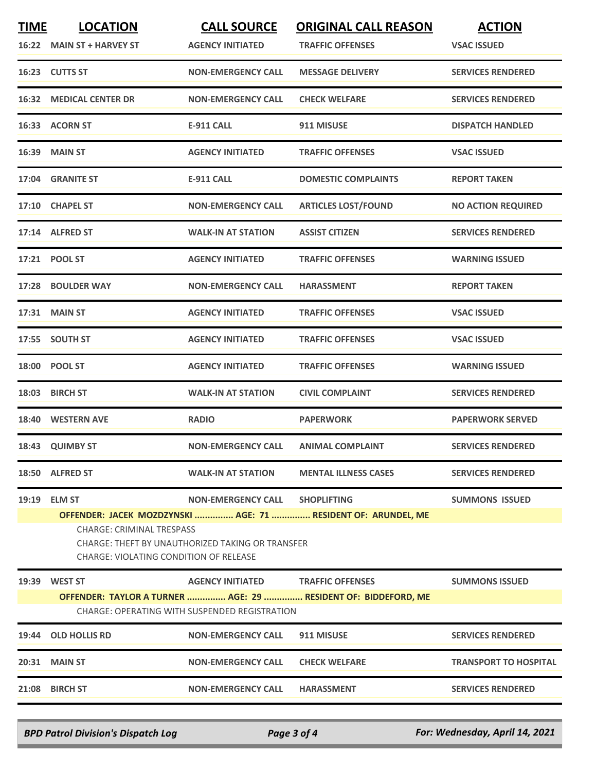| TIME | LOCATION | CALL SOURCE | ORIGINAL CALL REASON | ACTION |
|---|---|---|---|---|
| 16:22 | MAIN ST + HARVEY ST | AGENCY INITIATED | TRAFFIC OFFENSES | VSAC ISSUED |
| 16:23 | CUTTS ST | NON-EMERGENCY CALL | MESSAGE DELIVERY | SERVICES RENDERED |
| 16:32 | MEDICAL CENTER DR | NON-EMERGENCY CALL | CHECK WELFARE | SERVICES RENDERED |
| 16:33 | ACORN ST | E-911 CALL | 911 MISUSE | DISPATCH HANDLED |
| 16:39 | MAIN ST | AGENCY INITIATED | TRAFFIC OFFENSES | VSAC ISSUED |
| 17:04 | GRANITE ST | E-911 CALL | DOMESTIC COMPLAINTS | REPORT TAKEN |
| 17:10 | CHAPEL ST | NON-EMERGENCY CALL | ARTICLES LOST/FOUND | NO ACTION REQUIRED |
| 17:14 | ALFRED ST | WALK-IN AT STATION | ASSIST CITIZEN | SERVICES RENDERED |
| 17:21 | POOL ST | AGENCY INITIATED | TRAFFIC OFFENSES | WARNING ISSUED |
| 17:28 | BOULDER WAY | NON-EMERGENCY CALL | HARASSMENT | REPORT TAKEN |
| 17:31 | MAIN ST | AGENCY INITIATED | TRAFFIC OFFENSES | VSAC ISSUED |
| 17:55 | SOUTH ST | AGENCY INITIATED | TRAFFIC OFFENSES | VSAC ISSUED |
| 18:00 | POOL ST | AGENCY INITIATED | TRAFFIC OFFENSES | WARNING ISSUED |
| 18:03 | BIRCH ST | WALK-IN AT STATION | CIVIL COMPLAINT | SERVICES RENDERED |
| 18:40 | WESTERN AVE | RADIO | PAPERWORK | PAPERWORK SERVED |
| 18:43 | QUIMBY ST | NON-EMERGENCY CALL | ANIMAL COMPLAINT | SERVICES RENDERED |
| 18:50 | ALFRED ST | WALK-IN AT STATION | MENTAL ILLNESS CASES | SERVICES RENDERED |
| 19:19 | ELM ST | NON-EMERGENCY CALL | SHOPLIFTING | SUMMONS ISSUED |
| | **OFFENDER: JACEK MOZDZYNSKI ............... AGE: 71 ............... RESIDENT OF: ARUNDEL, ME** | | | |
| | CHARGE: CRIMINAL TRESPASS<br>CHARGE: THEFT BY UNAUTHORIZED TAKING OR TRANSFER<br>CHARGE: VIOLATING CONDITION OF RELEASE | | | |
| 19:39 | WEST ST | AGENCY INITIATED | TRAFFIC OFFENSES | SUMMONS ISSUED |
| | **OFFENDER: TAYLOR A TURNER ............... AGE: 29 ............... RESIDENT OF: BIDDEFORD, ME** | | | |
| | CHARGE: OPERATING WITH SUSPENDED REGISTRATION | | | |
| 19:44 | OLD HOLLIS RD | NON-EMERGENCY CALL | 911 MISUSE | SERVICES RENDERED |
| 20:31 | MAIN ST | NON-EMERGENCY CALL | CHECK WELFARE | TRANSPORT TO HOSPITAL |
| 21:08 | BIRCH ST | NON-EMERGENCY CALL | HARASSMENT | SERVICES RENDERED |

*BPD Patrol Division's Dispatch Log* — *For: Wednesday, April 14, 2021*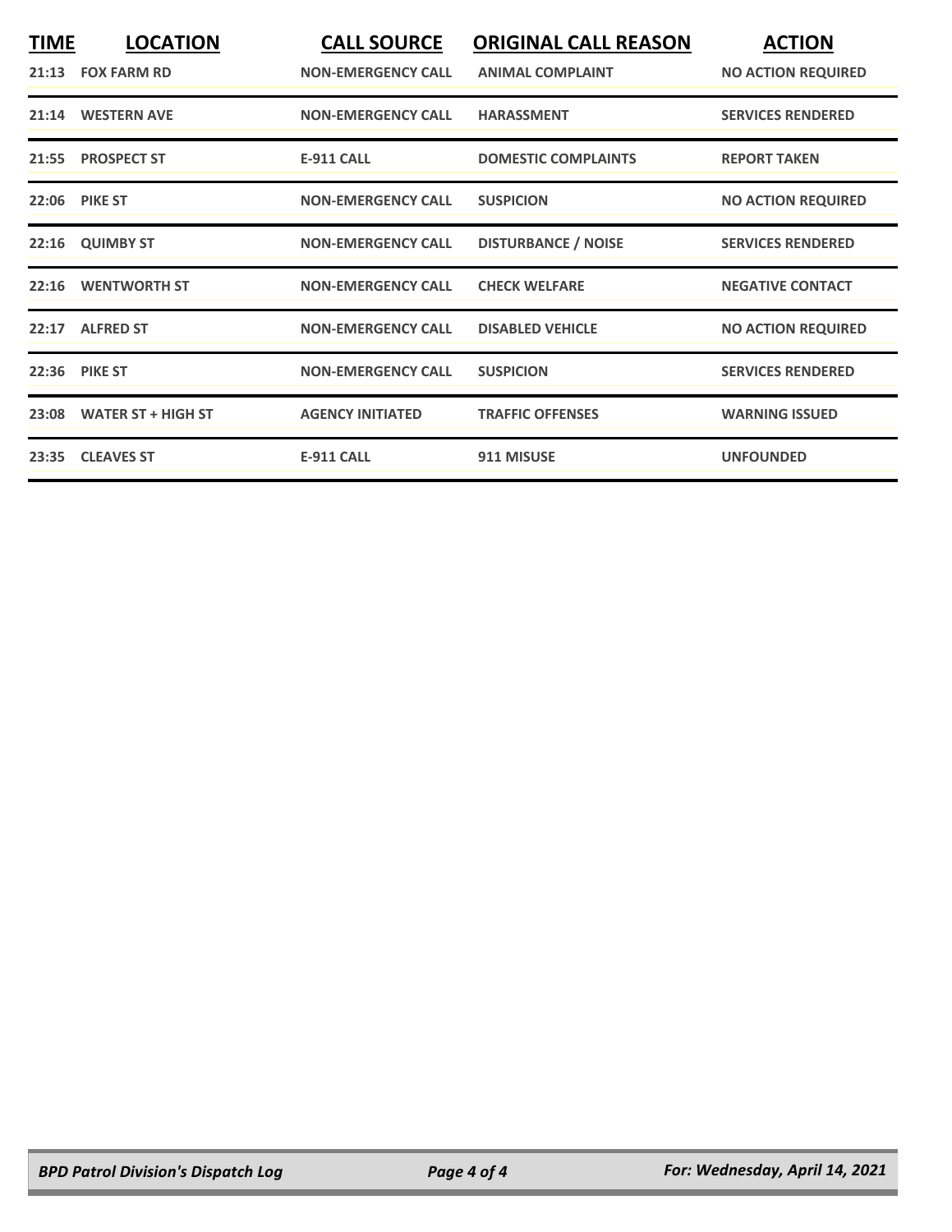| TIME | LOCATION | CALL SOURCE | ORIGINAL CALL REASON | ACTION |
|---|---|---|---|---|
| 21:13 | FOX FARM RD | NON-EMERGENCY CALL | ANIMAL COMPLAINT | NO ACTION REQUIRED |
| 21:14 | WESTERN AVE | NON-EMERGENCY CALL | HARASSMENT | SERVICES RENDERED |
| 21:55 | PROSPECT ST | E-911 CALL | DOMESTIC COMPLAINTS | REPORT TAKEN |
| 22:06 | PIKE ST | NON-EMERGENCY CALL | SUSPICION | NO ACTION REQUIRED |
| 22:16 | QUIMBY ST | NON-EMERGENCY CALL | DISTURBANCE / NOISE | SERVICES RENDERED |
| 22:16 | WENTWORTH ST | NON-EMERGENCY CALL | CHECK WELFARE | NEGATIVE CONTACT |
| 22:17 | ALFRED ST | NON-EMERGENCY CALL | DISABLED VEHICLE | NO ACTION REQUIRED |
| 22:36 | PIKE ST | NON-EMERGENCY CALL | SUSPICION | SERVICES RENDERED |
| 23:08 | WATER ST + HIGH ST | AGENCY INITIATED | TRAFFIC OFFENSES | WARNING ISSUED |
| 23:35 | CLEAVES ST | E-911 CALL | 911 MISUSE | UNFOUNDED |